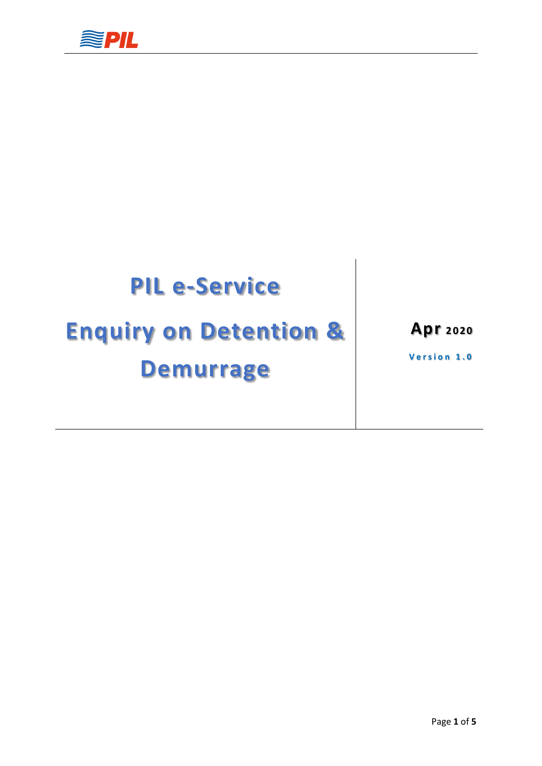PIL

# PIL e-Service

# Enquiry on Detention & Demurrage

**Apr 2020**

**Version 1.0**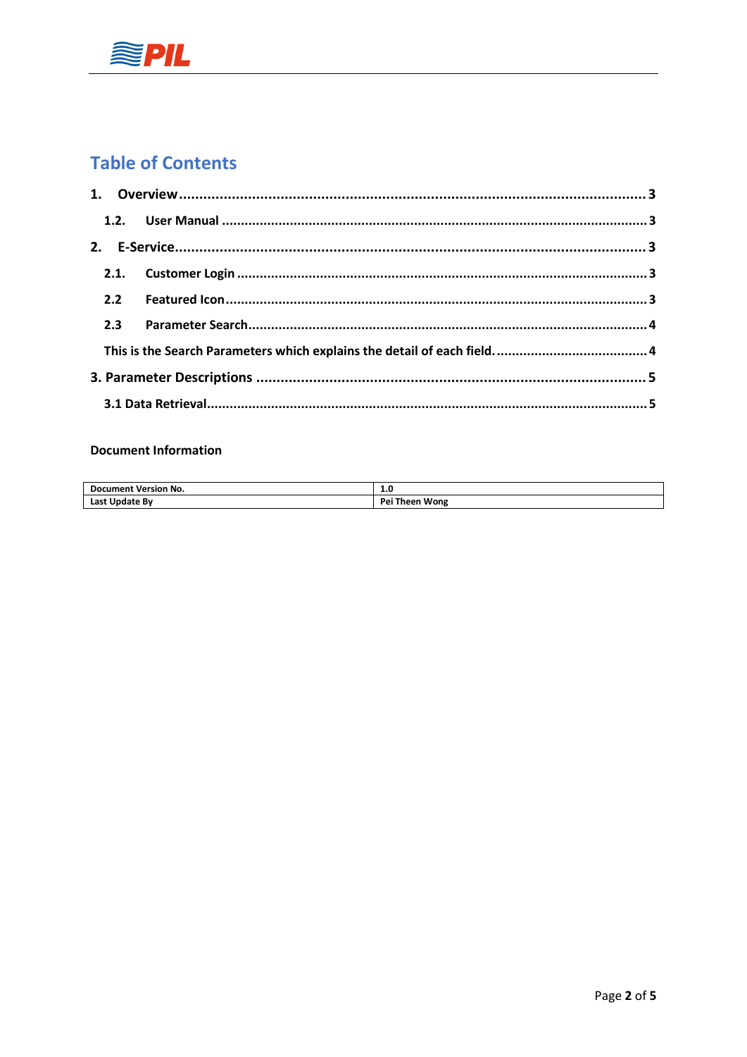# Table of Contents

1. **Overview** .......... 3
   - **1.2. User Manual** .......... 3
2. **E-Service** .......... 3
   - **2.1. Customer Login** .......... 3
   - **2.2 Featured Icon** .......... 3
   - **2.3 Parameter Search** .......... 4
   - **This is the Search Parameters which explains the detail of each field.** .......... 4
3. **Parameter Descriptions** .......... 5
   - **3.1 Data Retrieval** .......... 5

**Document Information**

| Document Version No. | 1.0 |
| --- | --- |
| Last Update By | Pei Theen Wong |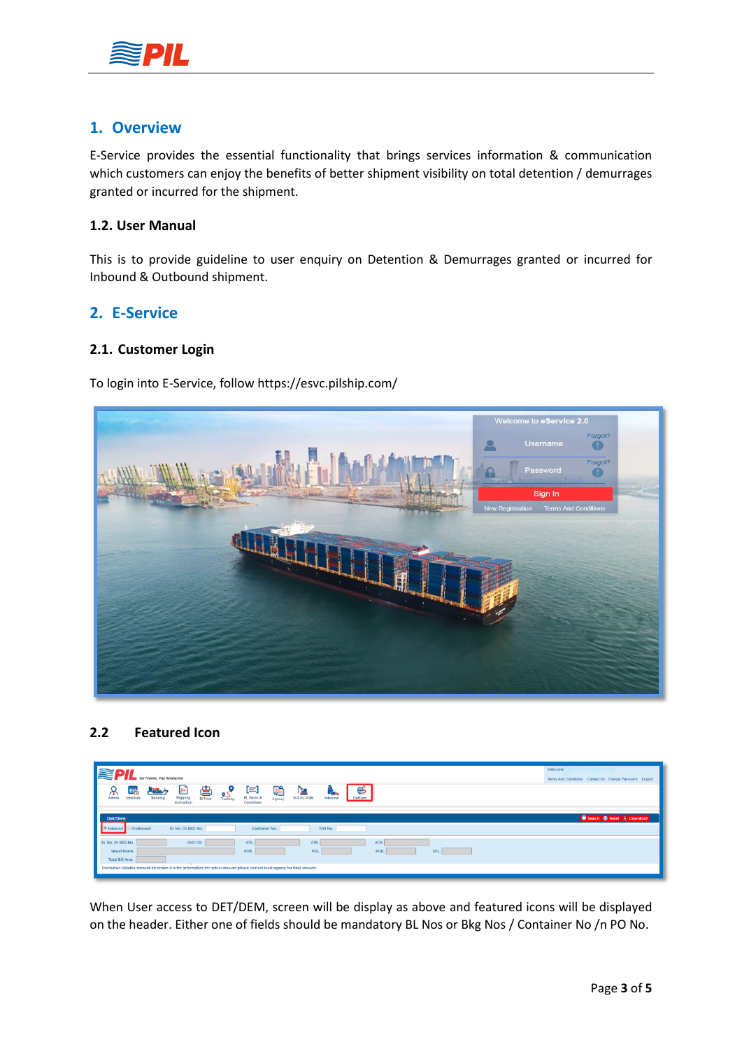## 1. Overview

E-Service provides the essential functionality that brings services information & communication which customers can enjoy the benefits of better shipment visibility on total detention / demurrages granted or incurred for the shipment.

### 1.2. User Manual

This is to provide guideline to user enquiry on Detention & Demurrages granted or incurred for Inbound & Outbound shipment.

## 2. E-Service

### 2.1. Customer Login

To login into E-Service, follow https://esvc.pilship.com/

### 2.2 Featured Icon

When User access to DET/DEM, screen will be display as above and featured icons will be displayed on the header. Either one of fields should be mandatory BL Nos or Bkg Nos / Container No /n PO No.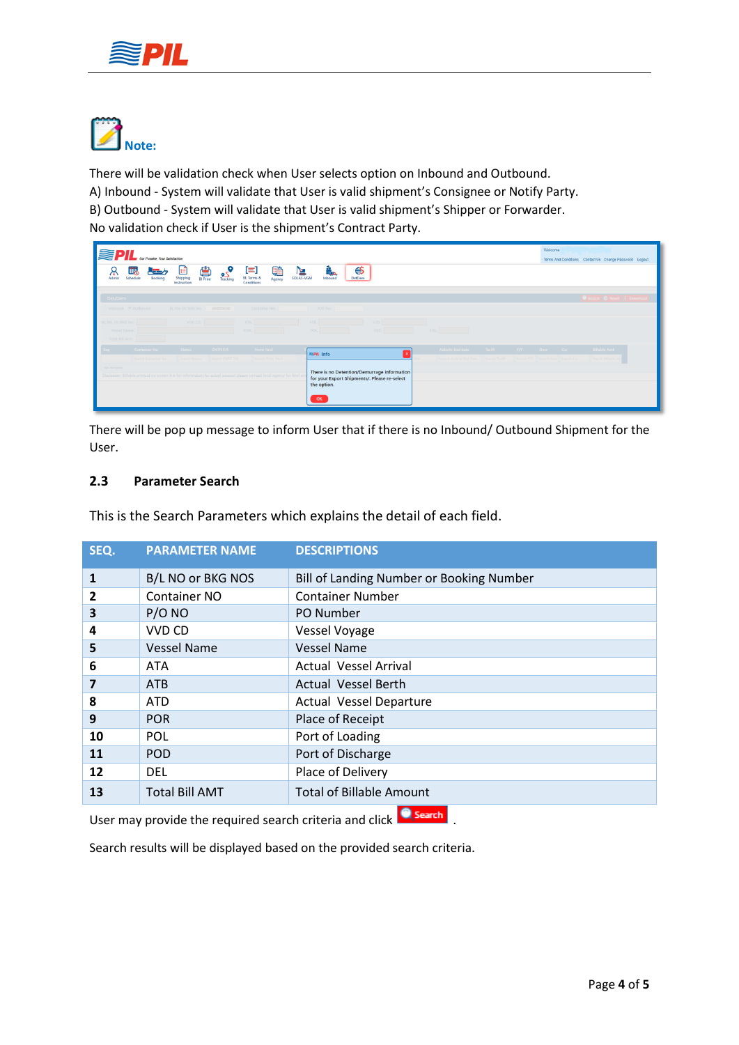**Note:**

There will be validation check when User selects option on Inbound and Outbound.
A) Inbound - System will validate that User is valid shipment's Consignee or Notify Party.
B) Outbound - System will validate that User is valid shipment's Shipper or Forwarder.
No validation check if User is the shipment's Contract Party.

There will be pop up message to inform User that if there is no Inbound/ Outbound Shipment for the User.

### 2.3 Parameter Search

This is the Search Parameters which explains the detail of each field.

| SEQ. | PARAMETER NAME | DESCRIPTIONS |
|---|---|---|
| 1 | B/L NO or BKG NOS | Bill of Landing Number or Booking Number |
| 2 | Container NO | Container Number |
| 3 | P/O NO | PO Number |
| 4 | VVD CD | Vessel Voyage |
| 5 | Vessel Name | Vessel Name |
| 6 | ATA | Actual Vessel Arrival |
| 7 | ATB | Actual Vessel Berth |
| 8 | ATD | Actual Vessel Departure |
| 9 | POR | Place of Receipt |
| 10 | POL | Port of Loading |
| 11 | POD | Port of Discharge |
| 12 | DEL | Place of Delivery |
| 13 | Total Bill AMT | Total of Billable Amount |

User may provide the required search criteria and click Search .

Search results will be displayed based on the provided search criteria.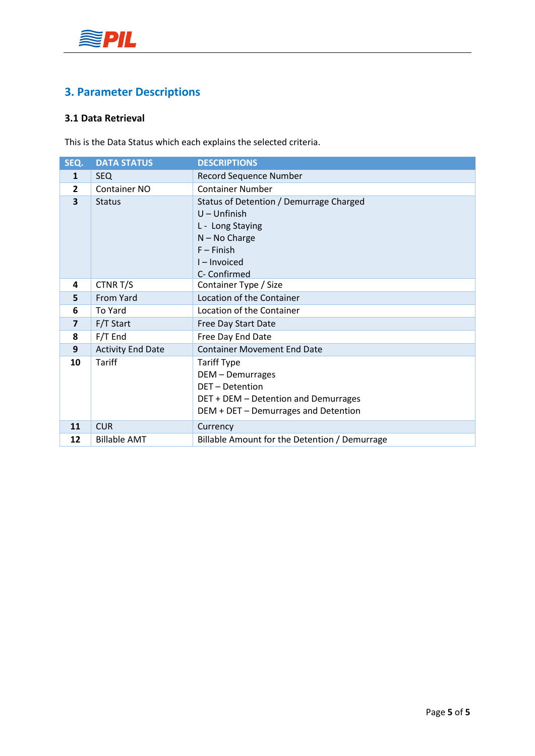## 3. Parameter Descriptions

### 3.1 Data Retrieval

This is the Data Status which each explains the selected criteria.

| SEQ. | DATA STATUS | DESCRIPTIONS |
|---|---|---|
| **1** | SEQ | Record Sequence Number |
| **2** | Container NO | Container Number |
| **3** | Status | Status of Detention / Demurrage Charged<br>U – Unfinish<br>L - Long Staying<br>N – No Charge<br>F – Finish<br>I – Invoiced<br>C- Confirmed |
| **4** | CTNR T/S | Container Type / Size |
| **5** | From Yard | Location of the Container |
| **6** | To Yard | Location of the Container |
| **7** | F/T Start | Free Day Start Date |
| **8** | F/T End | Free Day End Date |
| **9** | Activity End Date | Container Movement End Date |
| **10** | Tariff | Tariff Type<br>DEM – Demurrages<br>DET – Detention<br>DET + DEM – Detention and Demurrages<br>DEM + DET – Demurrages and Detention |
| **11** | CUR | Currency |
| **12** | Billable AMT | Billable Amount for the Detention / Demurrage |